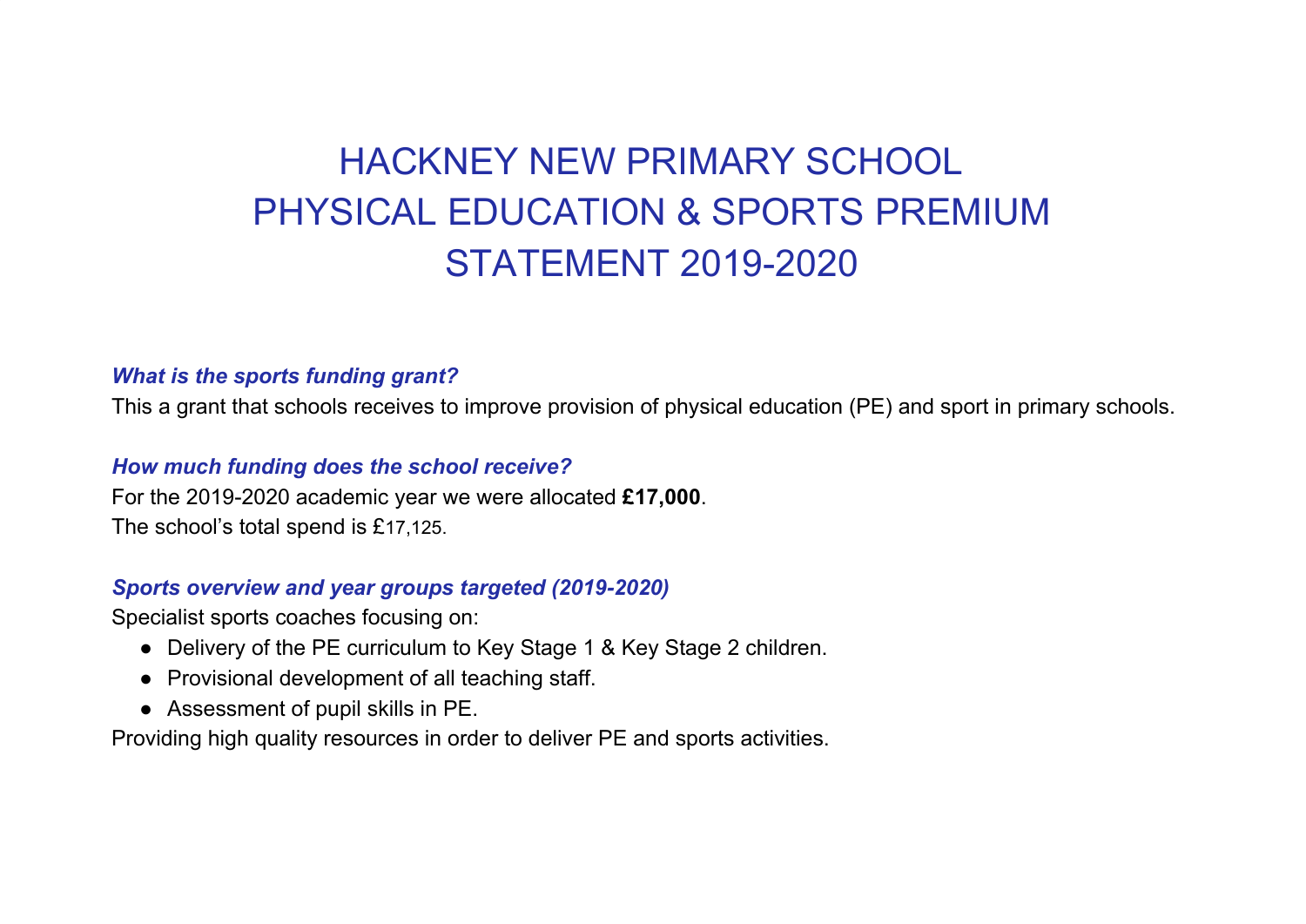# HACKNEY NEW PRIMARY SCHOOL
# PHYSICAL EDUCATION & SPORTS PREMIUM
# STATEMENT 2019-2020

### *What is the sports funding grant?*

This a grant that schools receives to improve provision of physical education (PE) and sport in primary schools.

### *How much funding does the school receive?*

For the 2019-2020 academic year we were allocated **£17,000**.
The school's total spend is £17,125.

### *Sports overview and year groups targeted (2019-2020)*

Specialist sports coaches focusing on:

- Delivery of the PE curriculum to Key Stage 1 & Key Stage 2 children.
- Provisional development of all teaching staff.
- Assessment of pupil skills in PE.

Providing high quality resources in order to deliver PE and sports activities.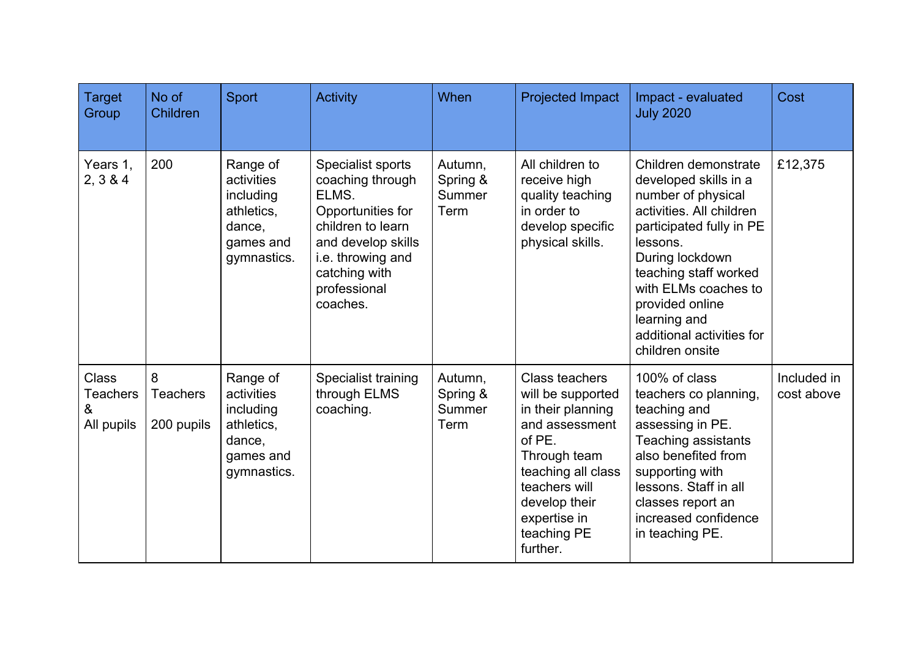| Target Group | No of Children | Sport | Activity | When | Projected Impact | Impact - evaluated July 2020 | Cost |
|---|---|---|---|---|---|---|---|
| Years 1, 2, 3 & 4 | 200 | Range of activities including athletics, dance, games and gymnastics. | Specialist sports coaching through ELMS. Opportunities for children to learn and develop skills i.e. throwing and catching with professional coaches. | Autumn, Spring & Summer Term | All children to receive high quality teaching in order to develop specific physical skills. | Children demonstrate developed skills in a number of physical activities. All children participated fully in PE lessons. During lockdown teaching staff worked with ELMs coaches to provided online learning and additional activities for children onsite | £12,375 |
| Class Teachers & All pupils | 8 Teachers 200 pupils | Range of activities including athletics, dance, games and gymnastics. | Specialist training through ELMS coaching. | Autumn, Spring & Summer Term | Class teachers will be supported in their planning and assessment of PE. Through team teaching all class teachers will develop their expertise in teaching PE further. | 100% of class teachers co planning, teaching and assessing in PE. Teaching assistants also benefited from supporting with lessons. Staff in all classes report an increased confidence in teaching PE. | Included in cost above |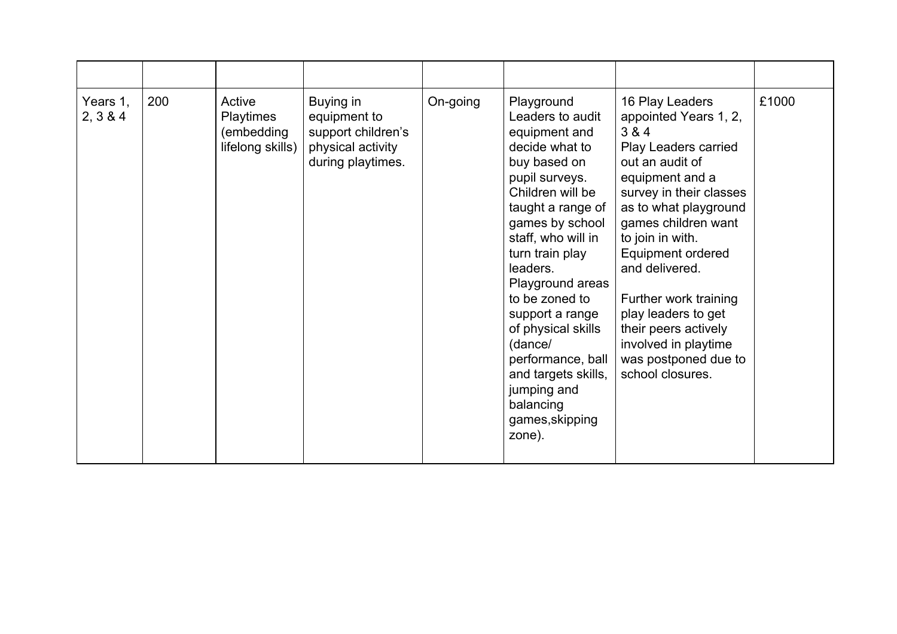| | | | | | | | |
|---|---|---|---|---|---|---|---|
| Years 1, 2, 3 & 4 | 200 | Active Playtimes (embedding lifelong skills) | Buying in equipment to support children's physical activity during playtimes. | On-going | Playground Leaders to audit equipment and decide what to buy based on pupil surveys. Children will be taught a range of games by school staff, who will in turn train play leaders. Playground areas to be zoned to support a range of physical skills (dance/ performance, ball and targets skills, jumping and balancing games,skipping zone). | 16 Play Leaders appointed Years 1, 2, 3 & 4<br>Play Leaders carried out an audit of equipment and a survey in their classes as to what playground games children want to join in with. Equipment ordered and delivered.<br><br>Further work training play leaders to get their peers actively involved in playtime was postponed due to school closures. | £1000 |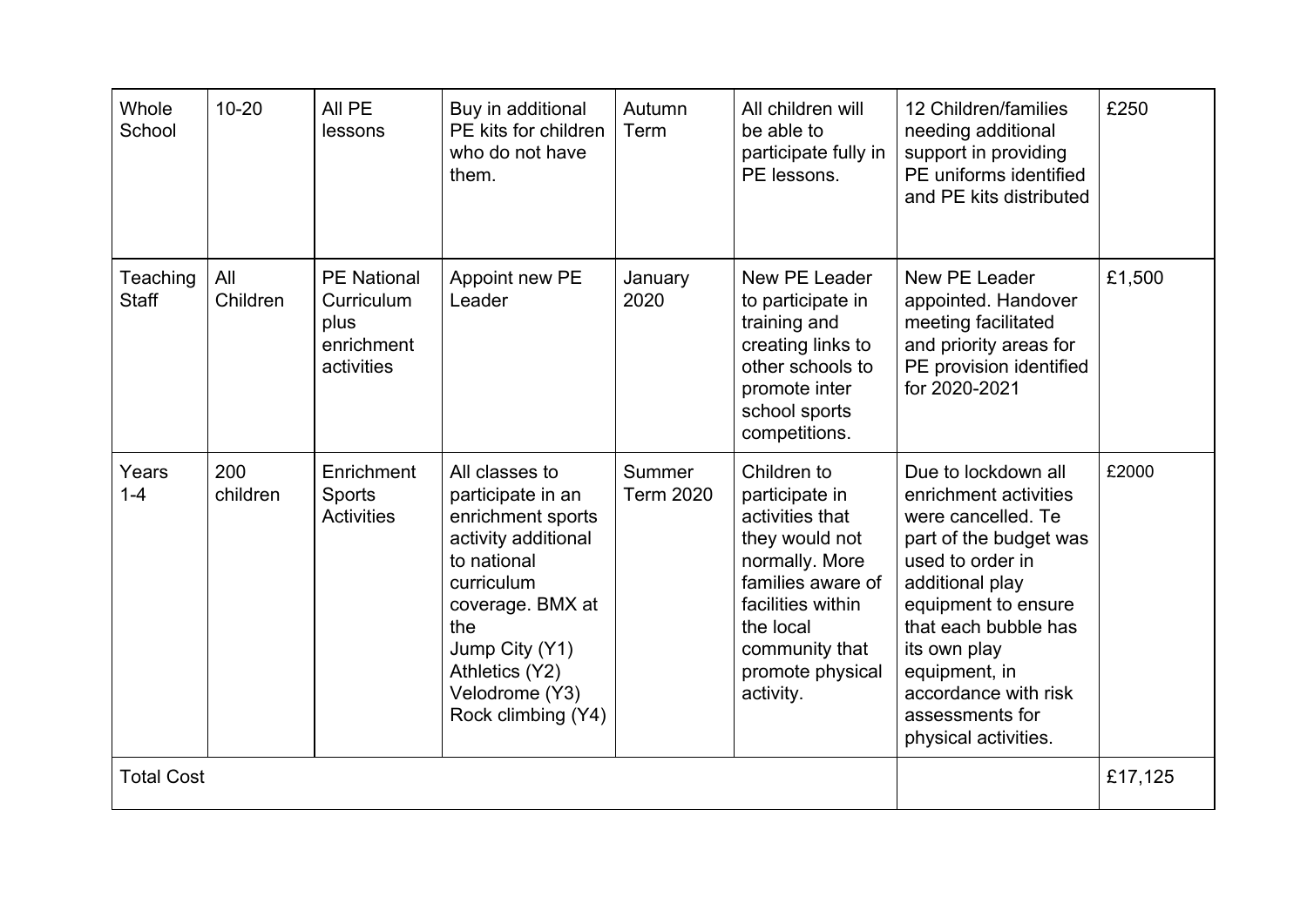| Whole School | 10-20 | All PE lessons | Buy in additional PE kits for children who do not have them. | Autumn Term | All children will be able to participate fully in PE lessons. | 12 Children/families needing additional support in providing PE uniforms identified and PE kits distributed | £250 |
|---|---|---|---|---|---|---|---|
| Teaching Staff | All Children | PE National Curriculum plus enrichment activities | Appoint new PE Leader | January 2020 | New PE Leader to participate in training and creating links to other schools to promote inter school sports competitions. | New PE Leader appointed. Handover meeting facilitated and priority areas for PE provision identified for 2020-2021 | £1,500 |
| Years 1-4 | 200 children | Enrichment Sports Activities | All classes to participate in an enrichment sports activity additional to national curriculum coverage. BMX at the Jump City (Y1) Athletics (Y2) Velodrome (Y3) Rock climbing (Y4) | Summer Term 2020 | Children to participate in activities that they would not normally. More families aware of facilities within the local community that promote physical activity. | Due to lockdown all enrichment activities were cancelled. Te part of the budget was used to order in additional play equipment to ensure that each bubble has its own play equipment, in accordance with risk assessments for physical activities. | £2000 |
| Total Cost | | | | | | | £17,125 |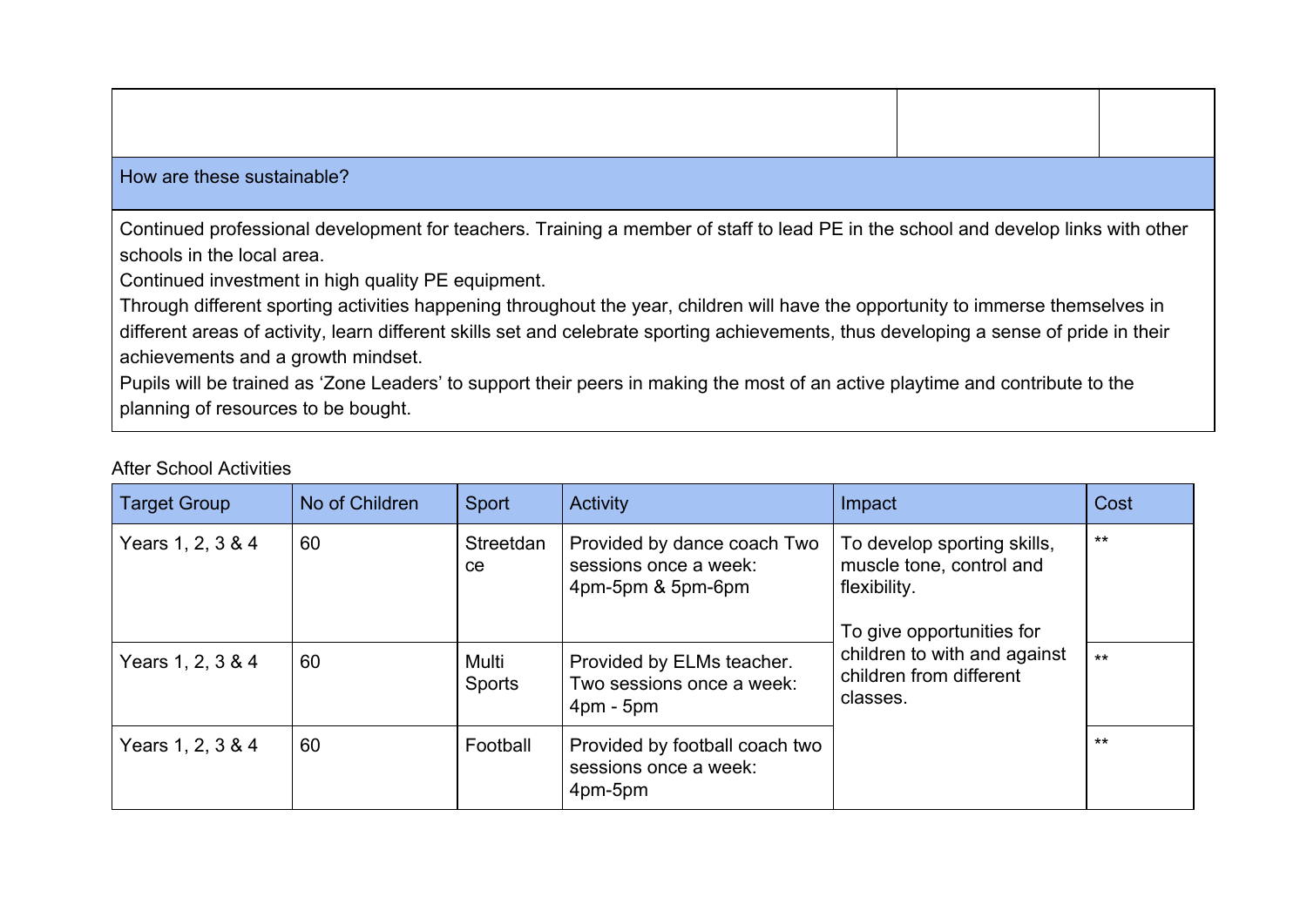| | | |
|---|---|---|
| | | |

| How are these sustainable? |
|---|
| Continued professional development for teachers. Training a member of staff to lead PE in the school and develop links with other schools in the local area.<br>Continued investment in high quality PE equipment.<br>Through different sporting activities happening throughout the year, children will have the opportunity to immerse themselves in different areas of activity, learn different skills set and celebrate sporting achievements, thus developing a sense of pride in their achievements and a growth mindset.<br>Pupils will be trained as 'Zone Leaders' to support their peers in making the most of an active playtime and contribute to the planning of resources to be bought. |

After School Activities

| Target Group | No of Children | Sport | Activity | Impact | Cost |
|---|---|---|---|---|---|
| Years 1, 2, 3 & 4 | 60 | Streetdance | Provided by dance coach Two sessions once a week: 4pm-5pm & 5pm-6pm | To develop sporting skills, muscle tone, control and flexibility.<br><br>To give opportunities for children to with and against children from different classes. | ** |
| Years 1, 2, 3 & 4 | 60 | Multi Sports | Provided by ELMs teacher. Two sessions once a week: 4pm - 5pm | | ** |
| Years 1, 2, 3 & 4 | 60 | Football | Provided by football coach two sessions once a week: 4pm-5pm | | ** |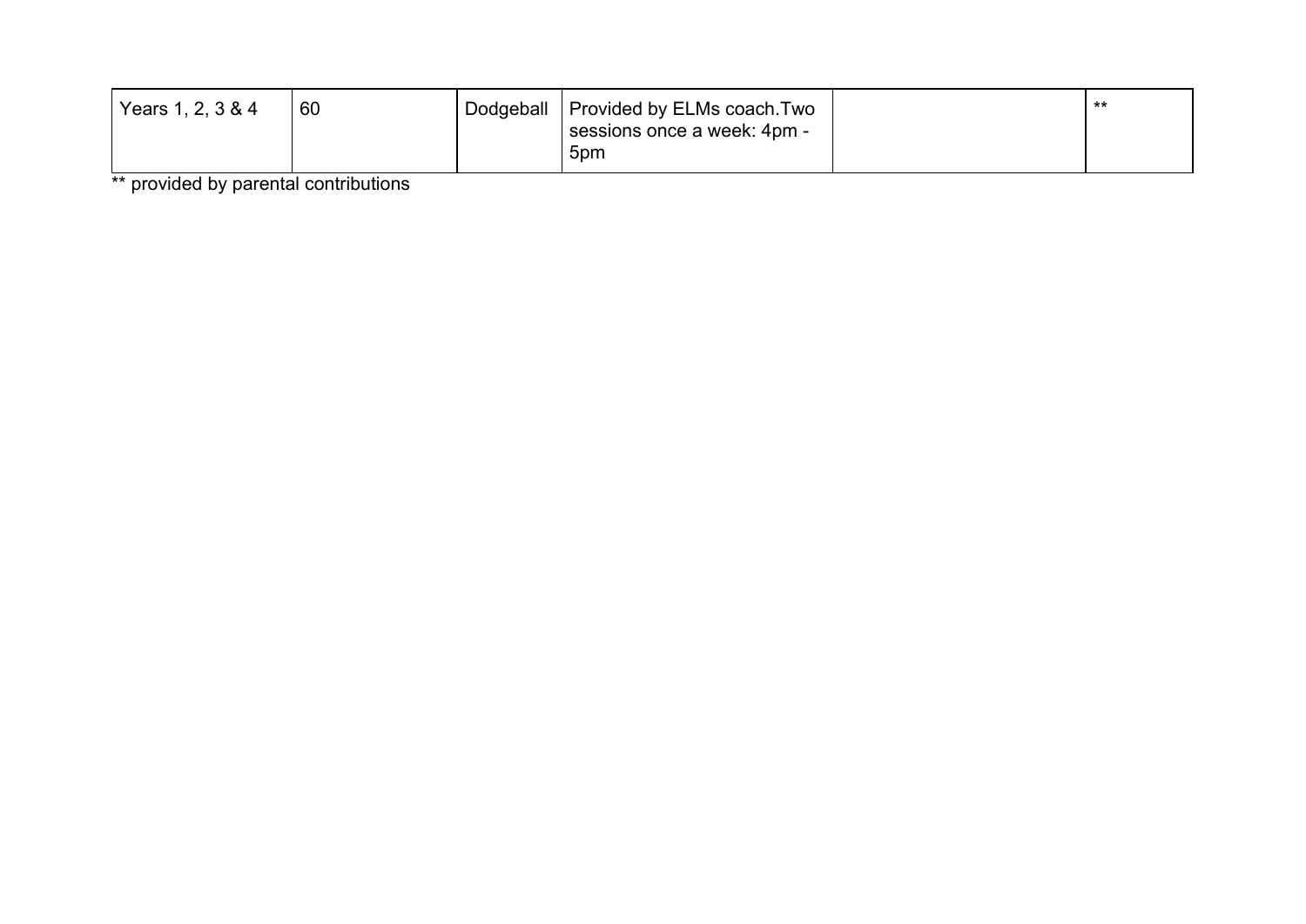| | | | | | |
|---|---|---|---|---|---|
| Years 1, 2, 3 & 4 | 60 | Dodgeball | Provided by ELMs coach.Two sessions once a week: 4pm - 5pm | | ** |

** provided by parental contributions